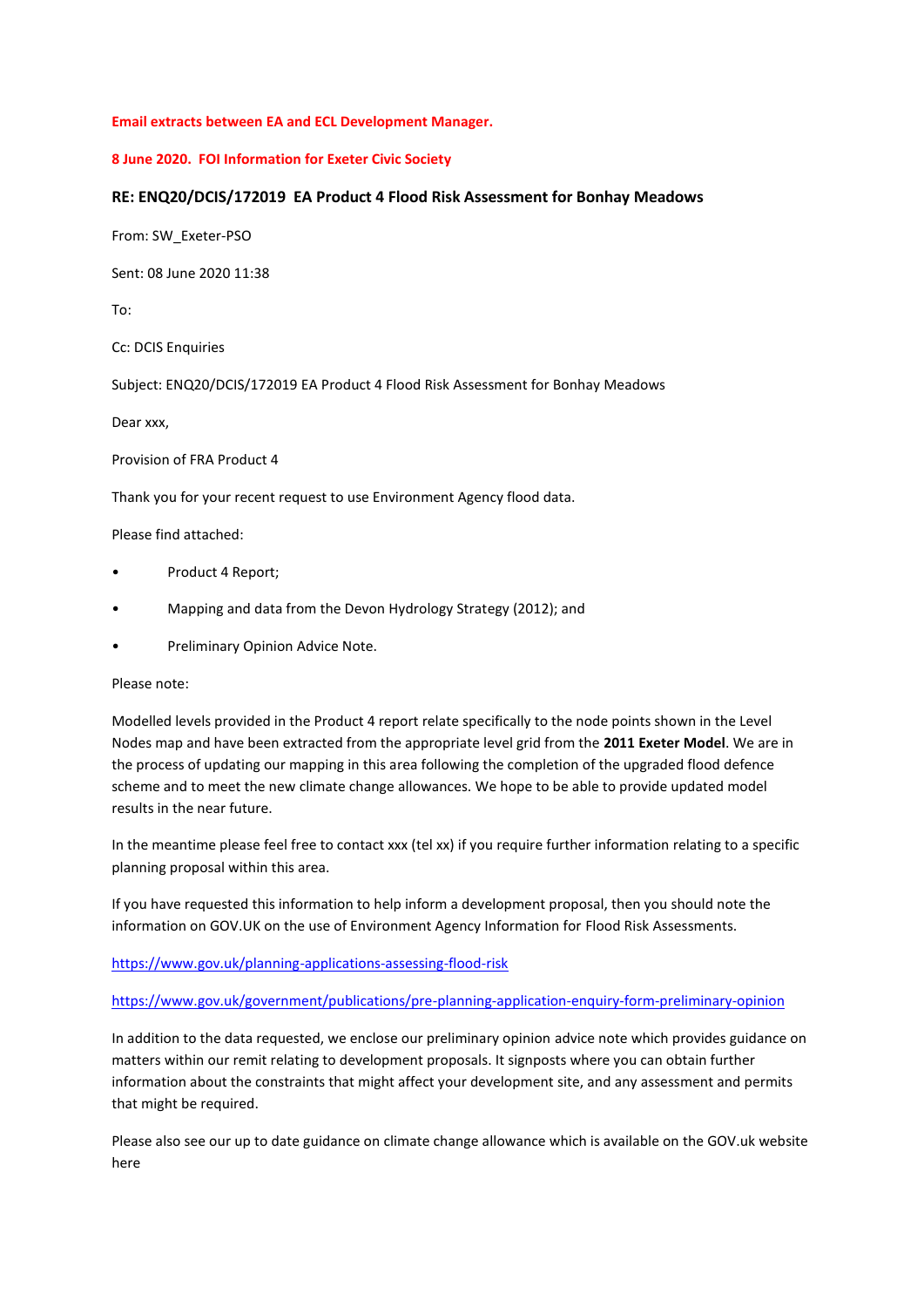**Email extracts between EA and ECL Development Manager.**

**8 June 2020. FOI Information for Exeter Civic Society**

### RE: ENQ20/DCIS/172019 EA Product 4 Flood Risk Assessment for Bonhay Meadows

From: SW_Exeter-PSO

Sent: 08 June 2020 11:38

To:

Cc: DCIS Enquiries

Subject: ENQ20/DCIS/172019 EA Product 4 Flood Risk Assessment for Bonhay Meadows

Dear xxx,

Provision of FRA Product 4

Thank you for your recent request to use Environment Agency flood data.

Please find attached:

- Product 4 Report;
- Mapping and data from the Devon Hydrology Strategy (2012); and
- Preliminary Opinion Advice Note.

Please note:

Modelled levels provided in the Product 4 report relate specifically to the node points shown in the Level Nodes map and have been extracted from the appropriate level grid from the **2011 Exeter Model**. We are in the process of updating our mapping in this area following the completion of the upgraded flood defence scheme and to meet the new climate change allowances. We hope to be able to provide updated model results in the near future.

In the meantime please feel free to contact xxx (tel xx) if you require further information relating to a specific planning proposal within this area.

If you have requested this information to help inform a development proposal, then you should note the information on GOV.UK on the use of Environment Agency Information for Flood Risk Assessments.

https://www.gov.uk/planning-applications-assessing-flood-risk

https://www.gov.uk/government/publications/pre-planning-application-enquiry-form-preliminary-opinion

In addition to the data requested, we enclose our preliminary opinion advice note which provides guidance on matters within our remit relating to development proposals. It signposts where you can obtain further information about the constraints that might affect your development site, and any assessment and permits that might be required.

Please also see our up to date guidance on climate change allowance which is available on the GOV.uk website here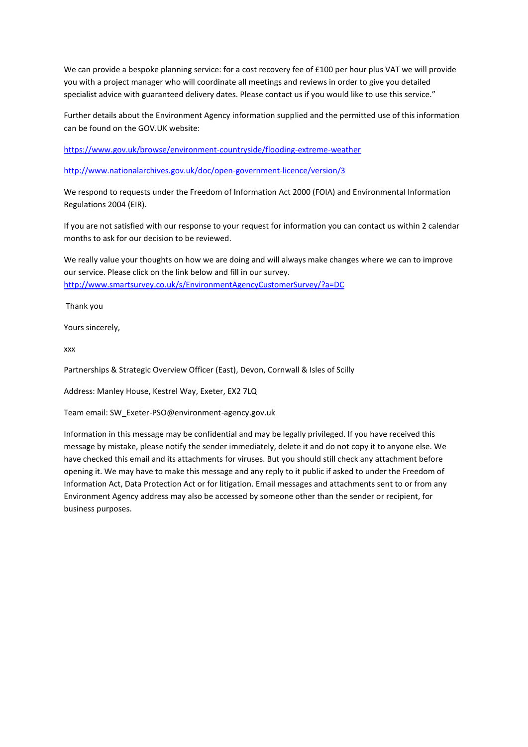We can provide a bespoke planning service: for a cost recovery fee of £100 per hour plus VAT we will provide you with a project manager who will coordinate all meetings and reviews in order to give you detailed specialist advice with guaranteed delivery dates. Please contact us if you would like to use this service."

Further details about the Environment Agency information supplied and the permitted use of this information can be found on the GOV.UK website:

https://www.gov.uk/browse/environment-countryside/flooding-extreme-weather

http://www.nationalarchives.gov.uk/doc/open-government-licence/version/3

We respond to requests under the Freedom of Information Act 2000 (FOIA) and Environmental Information Regulations 2004 (EIR).

If you are not satisfied with our response to your request for information you can contact us within 2 calendar months to ask for our decision to be reviewed.

We really value your thoughts on how we are doing and will always make changes where we can to improve our service. Please click on the link below and fill in our survey.
http://www.smartsurvey.co.uk/s/EnvironmentAgencyCustomerSurvey/?a=DC

Thank you

Yours sincerely,

xxx

Partnerships & Strategic Overview Officer (East), Devon, Cornwall & Isles of Scilly

Address: Manley House, Kestrel Way, Exeter, EX2 7LQ

Team email: SW_Exeter-PSO@environment-agency.gov.uk

Information in this message may be confidential and may be legally privileged. If you have received this message by mistake, please notify the sender immediately, delete it and do not copy it to anyone else. We have checked this email and its attachments for viruses. But you should still check any attachment before opening it. We may have to make this message and any reply to it public if asked to under the Freedom of Information Act, Data Protection Act or for litigation. Email messages and attachments sent to or from any Environment Agency address may also be accessed by someone other than the sender or recipient, for business purposes.